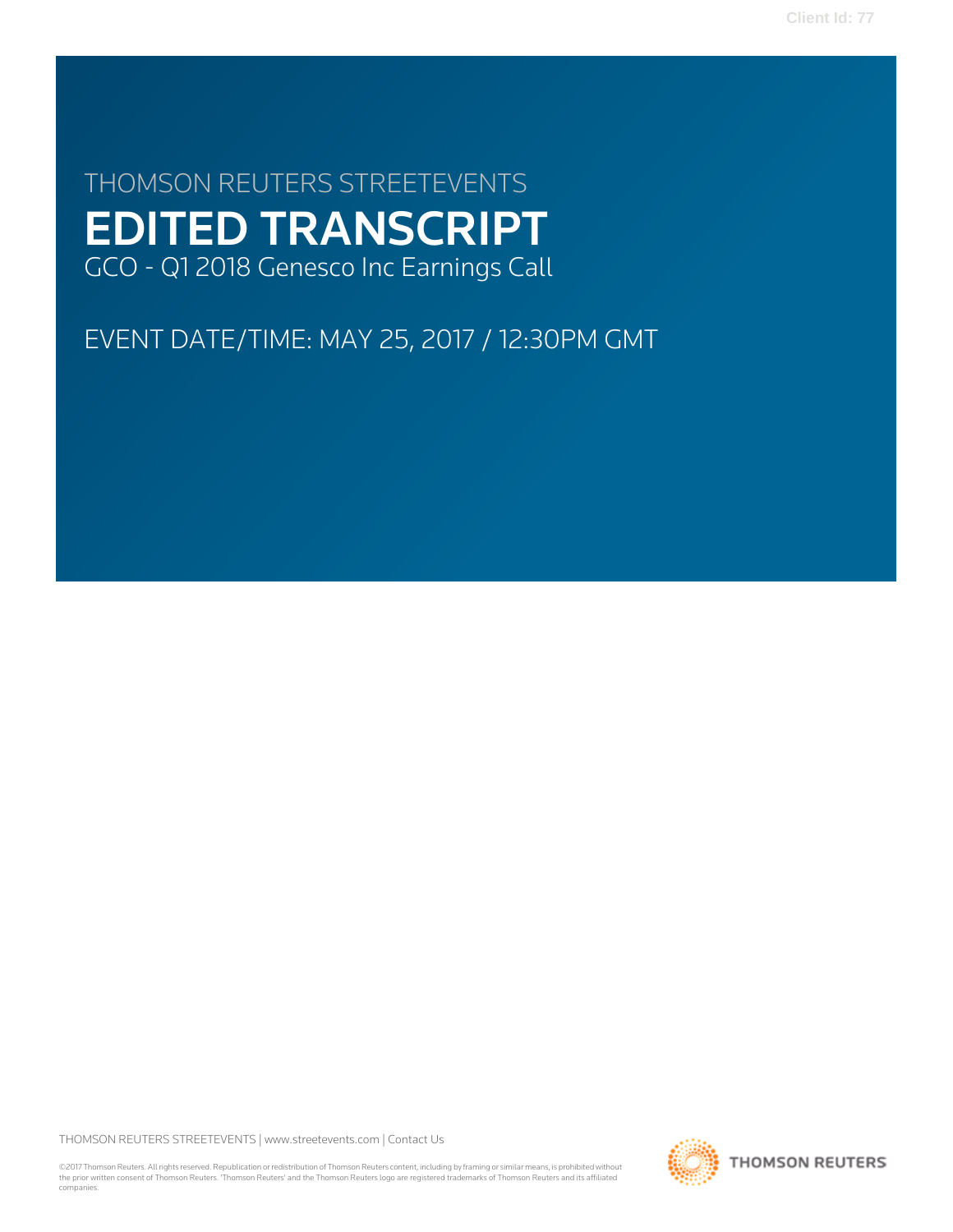THOMSON REUTERS STREETEVENTS

# EDITED TRANSCRIPT

GCO - Q1 2018 Genesco Inc Earnings Call

EVENT DATE/TIME: MAY 25, 2017 / 12:30PM GMT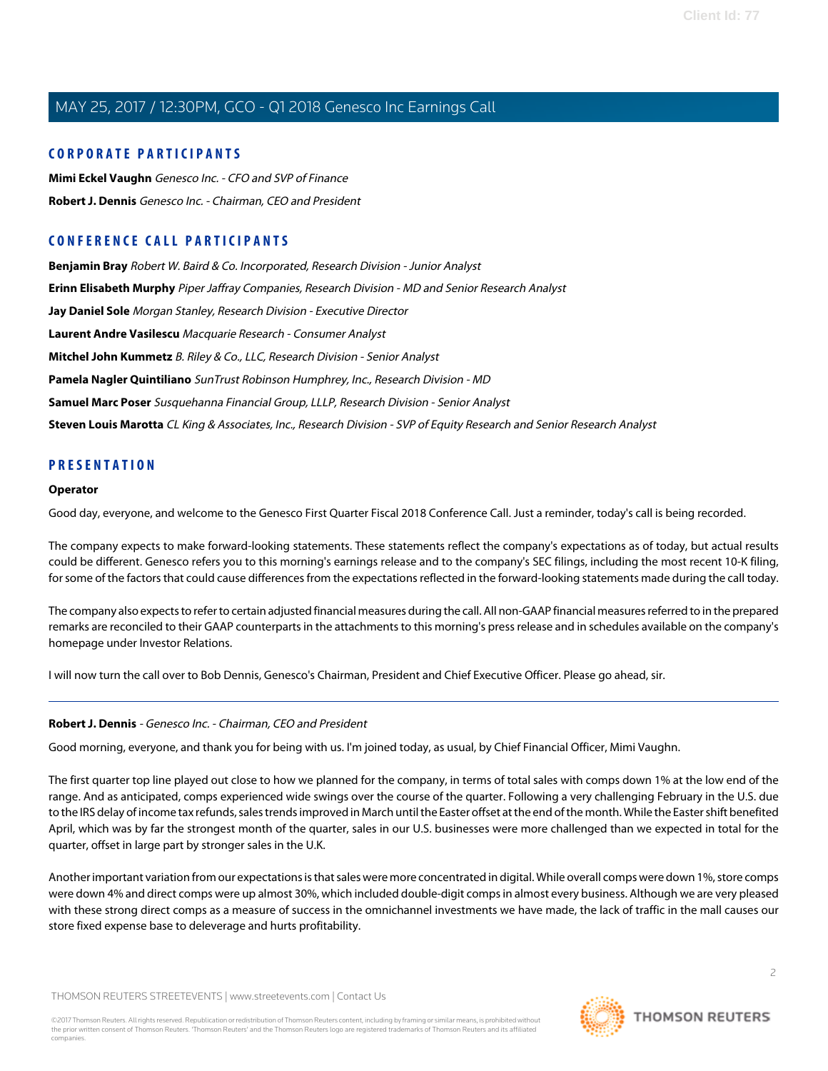## CORPORATE PARTICIPANTS

**Mimi Eckel Vaughn** *Genesco Inc. - CFO and SVP of Finance*

**Robert J. Dennis** *Genesco Inc. - Chairman, CEO and President*

## CONFERENCE CALL PARTICIPANTS

**Benjamin Bray** *Robert W. Baird & Co. Incorporated, Research Division - Junior Analyst*

**Erinn Elisabeth Murphy** *Piper Jaffray Companies, Research Division - MD and Senior Research Analyst*

**Jay Daniel Sole** *Morgan Stanley, Research Division - Executive Director*

**Laurent Andre Vasilescu** *Macquarie Research - Consumer Analyst*

**Mitchel John Kummetz** *B. Riley & Co., LLC, Research Division - Senior Analyst*

**Pamela Nagler Quintiliano** *SunTrust Robinson Humphrey, Inc., Research Division - MD*

**Samuel Marc Poser** *Susquehanna Financial Group, LLLP, Research Division - Senior Analyst*

**Steven Louis Marotta** *CL King & Associates, Inc., Research Division - SVP of Equity Research and Senior Research Analyst*

## PRESENTATION

**Operator**

Good day, everyone, and welcome to the Genesco First Quarter Fiscal 2018 Conference Call. Just a reminder, today's call is being recorded.

The company expects to make forward-looking statements. These statements reflect the company's expectations as of today, but actual results could be different. Genesco refers you to this morning's earnings release and to the company's SEC filings, including the most recent 10-K filing, for some of the factors that could cause differences from the expectations reflected in the forward-looking statements made during the call today.

The company also expects to refer to certain adjusted financial measures during the call. All non-GAAP financial measures referred to in the prepared remarks are reconciled to their GAAP counterparts in the attachments to this morning's press release and in schedules available on the company's homepage under Investor Relations.

I will now turn the call over to Bob Dennis, Genesco's Chairman, President and Chief Executive Officer. Please go ahead, sir.

---

**Robert J. Dennis** - *Genesco Inc. - Chairman, CEO and President*

Good morning, everyone, and thank you for being with us. I'm joined today, as usual, by Chief Financial Officer, Mimi Vaughn.

The first quarter top line played out close to how we planned for the company, in terms of total sales with comps down 1% at the low end of the range. And as anticipated, comps experienced wide swings over the course of the quarter. Following a very challenging February in the U.S. due to the IRS delay of income tax refunds, sales trends improved in March until the Easter offset at the end of the month. While the Easter shift benefited April, which was by far the strongest month of the quarter, sales in our U.S. businesses were more challenged than we expected in total for the quarter, offset in large part by stronger sales in the U.K.

Another important variation from our expectations is that sales were more concentrated in digital. While overall comps were down 1%, store comps were down 4% and direct comps were up almost 30%, which included double-digit comps in almost every business. Although we are very pleased with these strong direct comps as a measure of success in the omnichannel investments we have made, the lack of traffic in the mall causes our store fixed expense base to deleverage and hurts profitability.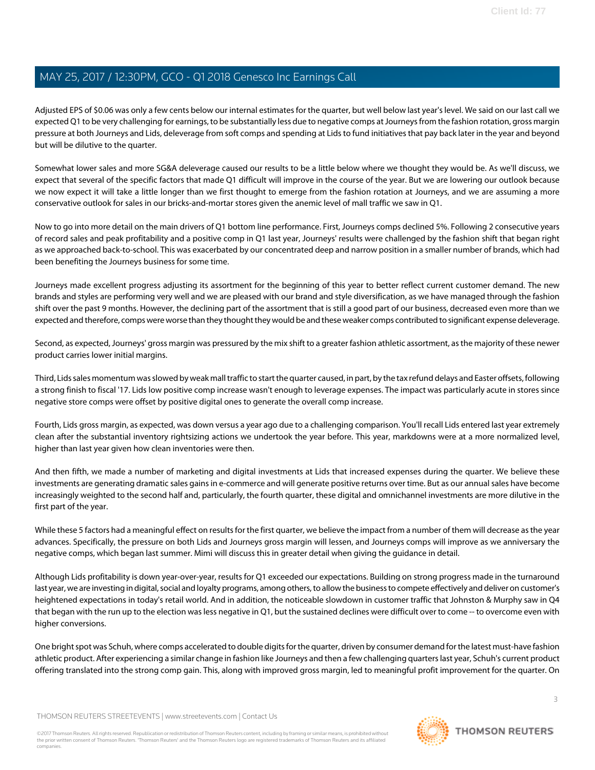Adjusted EPS of $0.06 was only a few cents below our internal estimates for the quarter, but well below last year's level. We said on our last call we expected Q1 to be very challenging for earnings, to be substantially less due to negative comps at Journeys from the fashion rotation, gross margin pressure at both Journeys and Lids, deleverage from soft comps and spending at Lids to fund initiatives that pay back later in the year and beyond but will be dilutive to the quarter.

Somewhat lower sales and more SG&A deleverage caused our results to be a little below where we thought they would be. As we'll discuss, we expect that several of the specific factors that made Q1 difficult will improve in the course of the year. But we are lowering our outlook because we now expect it will take a little longer than we first thought to emerge from the fashion rotation at Journeys, and we are assuming a more conservative outlook for sales in our bricks-and-mortar stores given the anemic level of mall traffic we saw in Q1.

Now to go into more detail on the main drivers of Q1 bottom line performance. First, Journeys comps declined 5%. Following 2 consecutive years of record sales and peak profitability and a positive comp in Q1 last year, Journeys' results were challenged by the fashion shift that began right as we approached back-to-school. This was exacerbated by our concentrated deep and narrow position in a smaller number of brands, which had been benefiting the Journeys business for some time.

Journeys made excellent progress adjusting its assortment for the beginning of this year to better reflect current customer demand. The new brands and styles are performing very well and we are pleased with our brand and style diversification, as we have managed through the fashion shift over the past 9 months. However, the declining part of the assortment that is still a good part of our business, decreased even more than we expected and therefore, comps were worse than they thought they would be and these weaker comps contributed to significant expense deleverage.

Second, as expected, Journeys' gross margin was pressured by the mix shift to a greater fashion athletic assortment, as the majority of these newer product carries lower initial margins.

Third, Lids sales momentum was slowed by weak mall traffic to start the quarter caused, in part, by the tax refund delays and Easter offsets, following a strong finish to fiscal '17. Lids low positive comp increase wasn't enough to leverage expenses. The impact was particularly acute in stores since negative store comps were offset by positive digital ones to generate the overall comp increase.

Fourth, Lids gross margin, as expected, was down versus a year ago due to a challenging comparison. You'll recall Lids entered last year extremely clean after the substantial inventory rightsizing actions we undertook the year before. This year, markdowns were at a more normalized level, higher than last year given how clean inventories were then.

And then fifth, we made a number of marketing and digital investments at Lids that increased expenses during the quarter. We believe these investments are generating dramatic sales gains in e-commerce and will generate positive returns over time. But as our annual sales have become increasingly weighted to the second half and, particularly, the fourth quarter, these digital and omnichannel investments are more dilutive in the first part of the year.

While these 5 factors had a meaningful effect on results for the first quarter, we believe the impact from a number of them will decrease as the year advances. Specifically, the pressure on both Lids and Journeys gross margin will lessen, and Journeys comps will improve as we anniversary the negative comps, which began last summer. Mimi will discuss this in greater detail when giving the guidance in detail.

Although Lids profitability is down year-over-year, results for Q1 exceeded our expectations. Building on strong progress made in the turnaround last year, we are investing in digital, social and loyalty programs, among others, to allow the business to compete effectively and deliver on customer's heightened expectations in today's retail world. And in addition, the noticeable slowdown in customer traffic that Johnston & Murphy saw in Q4 that began with the run up to the election was less negative in Q1, but the sustained declines were difficult over to come -- to overcome even with higher conversions.

One bright spot was Schuh, where comps accelerated to double digits for the quarter, driven by consumer demand for the latest must-have fashion athletic product. After experiencing a similar change in fashion like Journeys and then a few challenging quarters last year, Schuh's current product offering translated into the strong comp gain. This, along with improved gross margin, led to meaningful profit improvement for the quarter. On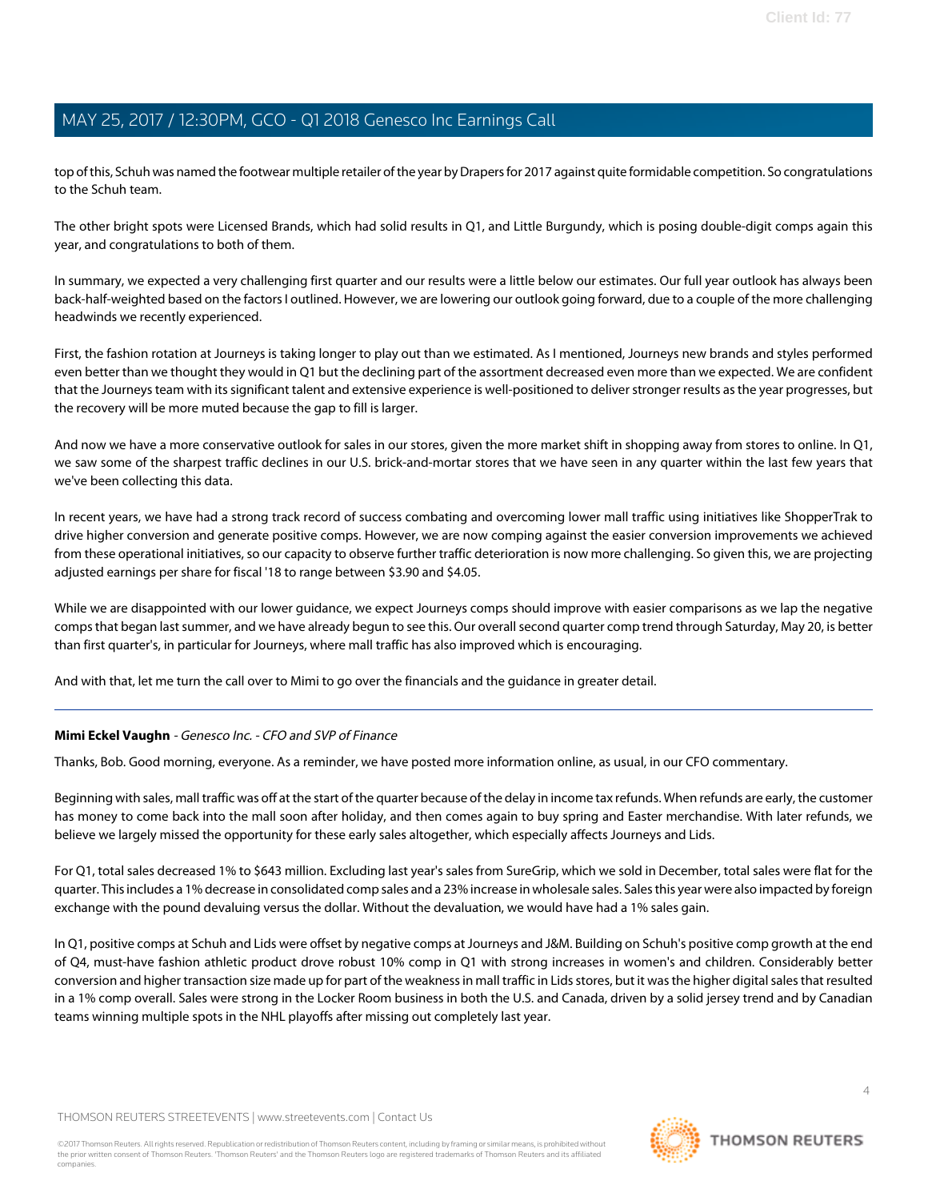top of this, Schuh was named the footwear multiple retailer of the year by Drapers for 2017 against quite formidable competition. So congratulations to the Schuh team.

The other bright spots were Licensed Brands, which had solid results in Q1, and Little Burgundy, which is posing double-digit comps again this year, and congratulations to both of them.

In summary, we expected a very challenging first quarter and our results were a little below our estimates. Our full year outlook has always been back-half-weighted based on the factors I outlined. However, we are lowering our outlook going forward, due to a couple of the more challenging headwinds we recently experienced.

First, the fashion rotation at Journeys is taking longer to play out than we estimated. As I mentioned, Journeys new brands and styles performed even better than we thought they would in Q1 but the declining part of the assortment decreased even more than we expected. We are confident that the Journeys team with its significant talent and extensive experience is well-positioned to deliver stronger results as the year progresses, but the recovery will be more muted because the gap to fill is larger.

And now we have a more conservative outlook for sales in our stores, given the more market shift in shopping away from stores to online. In Q1, we saw some of the sharpest traffic declines in our U.S. brick-and-mortar stores that we have seen in any quarter within the last few years that we've been collecting this data.

In recent years, we have had a strong track record of success combating and overcoming lower mall traffic using initiatives like ShopperTrak to drive higher conversion and generate positive comps. However, we are now comping against the easier conversion improvements we achieved from these operational initiatives, so our capacity to observe further traffic deterioration is now more challenging. So given this, we are projecting adjusted earnings per share for fiscal '18 to range between $3.90 and $4.05.

While we are disappointed with our lower guidance, we expect Journeys comps should improve with easier comparisons as we lap the negative comps that began last summer, and we have already begun to see this. Our overall second quarter comp trend through Saturday, May 20, is better than first quarter's, in particular for Journeys, where mall traffic has also improved which is encouraging.

And with that, let me turn the call over to Mimi to go over the financials and the guidance in greater detail.

---

**Mimi Eckel Vaughn** - *Genesco Inc. - CFO and SVP of Finance*

Thanks, Bob. Good morning, everyone. As a reminder, we have posted more information online, as usual, in our CFO commentary.

Beginning with sales, mall traffic was off at the start of the quarter because of the delay in income tax refunds. When refunds are early, the customer has money to come back into the mall soon after holiday, and then comes again to buy spring and Easter merchandise. With later refunds, we believe we largely missed the opportunity for these early sales altogether, which especially affects Journeys and Lids.

For Q1, total sales decreased 1% to $643 million. Excluding last year's sales from SureGrip, which we sold in December, total sales were flat for the quarter. This includes a 1% decrease in consolidated comp sales and a 23% increase in wholesale sales. Sales this year were also impacted by foreign exchange with the pound devaluing versus the dollar. Without the devaluation, we would have had a 1% sales gain.

In Q1, positive comps at Schuh and Lids were offset by negative comps at Journeys and J&M. Building on Schuh's positive comp growth at the end of Q4, must-have fashion athletic product drove robust 10% comp in Q1 with strong increases in women's and children. Considerably better conversion and higher transaction size made up for part of the weakness in mall traffic in Lids stores, but it was the higher digital sales that resulted in a 1% comp overall. Sales were strong in the Locker Room business in both the U.S. and Canada, driven by a solid jersey trend and by Canadian teams winning multiple spots in the NHL playoffs after missing out completely last year.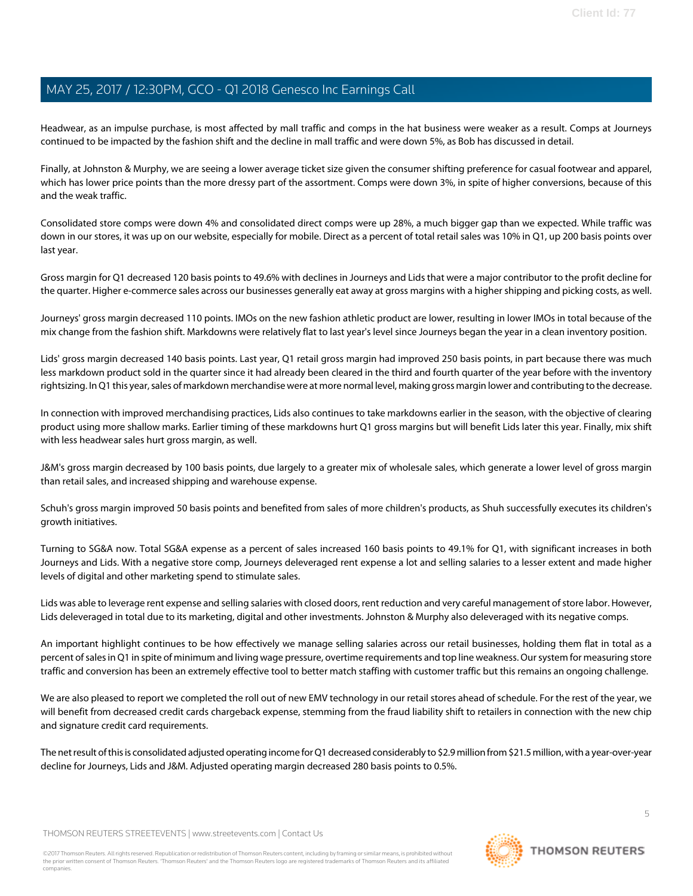Headwear, as an impulse purchase, is most affected by mall traffic and comps in the hat business were weaker as a result. Comps at Journeys continued to be impacted by the fashion shift and the decline in mall traffic and were down 5%, as Bob has discussed in detail.

Finally, at Johnston & Murphy, we are seeing a lower average ticket size given the consumer shifting preference for casual footwear and apparel, which has lower price points than the more dressy part of the assortment. Comps were down 3%, in spite of higher conversions, because of this and the weak traffic.

Consolidated store comps were down 4% and consolidated direct comps were up 28%, a much bigger gap than we expected. While traffic was down in our stores, it was up on our website, especially for mobile. Direct as a percent of total retail sales was 10% in Q1, up 200 basis points over last year.

Gross margin for Q1 decreased 120 basis points to 49.6% with declines in Journeys and Lids that were a major contributor to the profit decline for the quarter. Higher e-commerce sales across our businesses generally eat away at gross margins with a higher shipping and picking costs, as well.

Journeys' gross margin decreased 110 points. IMOs on the new fashion athletic product are lower, resulting in lower IMOs in total because of the mix change from the fashion shift. Markdowns were relatively flat to last year's level since Journeys began the year in a clean inventory position.

Lids' gross margin decreased 140 basis points. Last year, Q1 retail gross margin had improved 250 basis points, in part because there was much less markdown product sold in the quarter since it had already been cleared in the third and fourth quarter of the year before with the inventory rightsizing. In Q1 this year, sales of markdown merchandise were at more normal level, making gross margin lower and contributing to the decrease.

In connection with improved merchandising practices, Lids also continues to take markdowns earlier in the season, with the objective of clearing product using more shallow marks. Earlier timing of these markdowns hurt Q1 gross margins but will benefit Lids later this year. Finally, mix shift with less headwear sales hurt gross margin, as well.

J&M's gross margin decreased by 100 basis points, due largely to a greater mix of wholesale sales, which generate a lower level of gross margin than retail sales, and increased shipping and warehouse expense.

Schuh's gross margin improved 50 basis points and benefited from sales of more children's products, as Shuh successfully executes its children's growth initiatives.

Turning to SG&A now. Total SG&A expense as a percent of sales increased 160 basis points to 49.1% for Q1, with significant increases in both Journeys and Lids. With a negative store comp, Journeys deleveraged rent expense a lot and selling salaries to a lesser extent and made higher levels of digital and other marketing spend to stimulate sales.

Lids was able to leverage rent expense and selling salaries with closed doors, rent reduction and very careful management of store labor. However, Lids deleveraged in total due to its marketing, digital and other investments. Johnston & Murphy also deleveraged with its negative comps.

An important highlight continues to be how effectively we manage selling salaries across our retail businesses, holding them flat in total as a percent of sales in Q1 in spite of minimum and living wage pressure, overtime requirements and top line weakness. Our system for measuring store traffic and conversion has been an extremely effective tool to better match staffing with customer traffic but this remains an ongoing challenge.

We are also pleased to report we completed the roll out of new EMV technology in our retail stores ahead of schedule. For the rest of the year, we will benefit from decreased credit cards chargeback expense, stemming from the fraud liability shift to retailers in connection with the new chip and signature credit card requirements.

The net result of this is consolidated adjusted operating income for Q1 decreased considerably to $2.9 million from $21.5 million, with a year-over-year decline for Journeys, Lids and J&M. Adjusted operating margin decreased 280 basis points to 0.5%.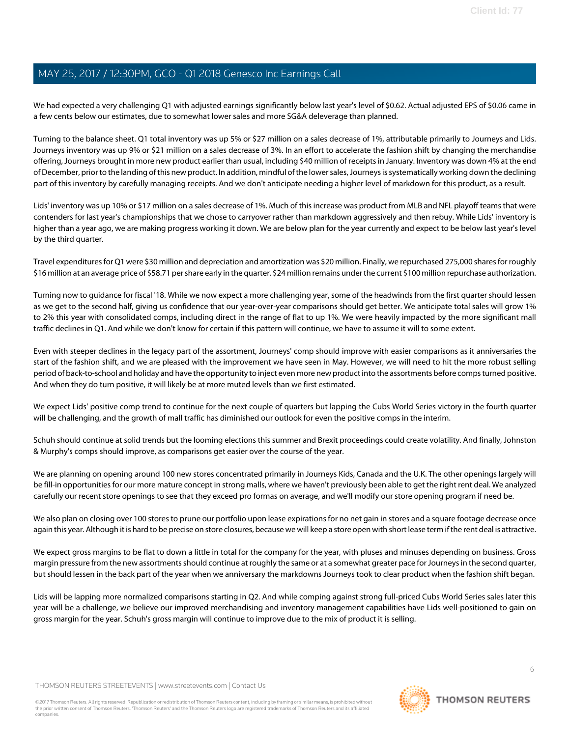We had expected a very challenging Q1 with adjusted earnings significantly below last year's level of $0.62. Actual adjusted EPS of $0.06 came in a few cents below our estimates, due to somewhat lower sales and more SG&A deleverage than planned.

Turning to the balance sheet. Q1 total inventory was up 5% or $27 million on a sales decrease of 1%, attributable primarily to Journeys and Lids. Journeys inventory was up 9% or $21 million on a sales decrease of 3%. In an effort to accelerate the fashion shift by changing the merchandise offering, Journeys brought in more new product earlier than usual, including $40 million of receipts in January. Inventory was down 4% at the end of December, prior to the landing of this new product. In addition, mindful of the lower sales, Journeys is systematically working down the declining part of this inventory by carefully managing receipts. And we don't anticipate needing a higher level of markdown for this product, as a result.

Lids' inventory was up 10% or $17 million on a sales decrease of 1%. Much of this increase was product from MLB and NFL playoff teams that were contenders for last year's championships that we chose to carryover rather than markdown aggressively and then rebuy. While Lids' inventory is higher than a year ago, we are making progress working it down. We are below plan for the year currently and expect to be below last year's level by the third quarter.

Travel expenditures for Q1 were $30 million and depreciation and amortization was $20 million. Finally, we repurchased 275,000 shares for roughly $16 million at an average price of $58.71 per share early in the quarter. $24 million remains under the current $100 million repurchase authorization.

Turning now to guidance for fiscal '18. While we now expect a more challenging year, some of the headwinds from the first quarter should lessen as we get to the second half, giving us confidence that our year-over-year comparisons should get better. We anticipate total sales will grow 1% to 2% this year with consolidated comps, including direct in the range of flat to up 1%. We were heavily impacted by the more significant mall traffic declines in Q1. And while we don't know for certain if this pattern will continue, we have to assume it will to some extent.

Even with steeper declines in the legacy part of the assortment, Journeys' comp should improve with easier comparisons as it anniversaries the start of the fashion shift, and we are pleased with the improvement we have seen in May. However, we will need to hit the more robust selling period of back-to-school and holiday and have the opportunity to inject even more new product into the assortments before comps turned positive. And when they do turn positive, it will likely be at more muted levels than we first estimated.

We expect Lids' positive comp trend to continue for the next couple of quarters but lapping the Cubs World Series victory in the fourth quarter will be challenging, and the growth of mall traffic has diminished our outlook for even the positive comps in the interim.

Schuh should continue at solid trends but the looming elections this summer and Brexit proceedings could create volatility. And finally, Johnston & Murphy's comps should improve, as comparisons get easier over the course of the year.

We are planning on opening around 100 new stores concentrated primarily in Journeys Kids, Canada and the U.K. The other openings largely will be fill-in opportunities for our more mature concept in strong malls, where we haven't previously been able to get the right rent deal. We analyzed carefully our recent store openings to see that they exceed pro formas on average, and we'll modify our store opening program if need be.

We also plan on closing over 100 stores to prune our portfolio upon lease expirations for no net gain in stores and a square footage decrease once again this year. Although it is hard to be precise on store closures, because we will keep a store open with short lease term if the rent deal is attractive.

We expect gross margins to be flat to down a little in total for the company for the year, with pluses and minuses depending on business. Gross margin pressure from the new assortments should continue at roughly the same or at a somewhat greater pace for Journeys in the second quarter, but should lessen in the back part of the year when we anniversary the markdowns Journeys took to clear product when the fashion shift began.

Lids will be lapping more normalized comparisons starting in Q2. And while comping against strong full-priced Cubs World Series sales later this year will be a challenge, we believe our improved merchandising and inventory management capabilities have Lids well-positioned to gain on gross margin for the year. Schuh's gross margin will continue to improve due to the mix of product it is selling.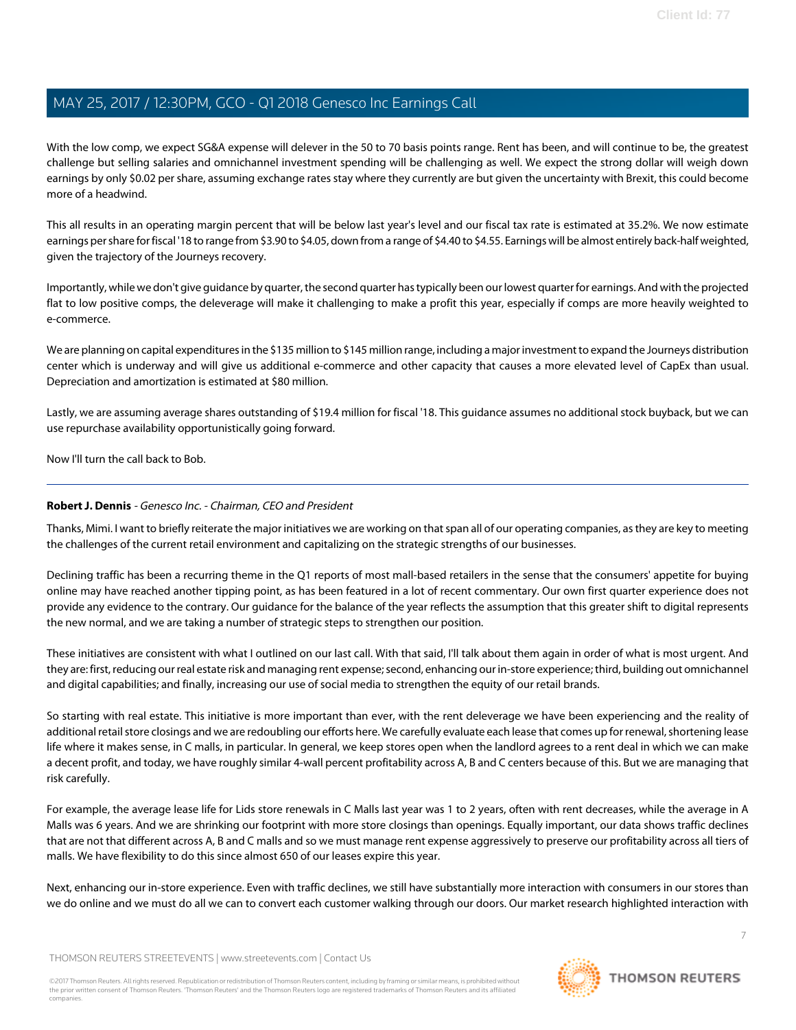With the low comp, we expect SG&A expense will delever in the 50 to 70 basis points range. Rent has been, and will continue to be, the greatest challenge but selling salaries and omnichannel investment spending will be challenging as well. We expect the strong dollar will weigh down earnings by only $0.02 per share, assuming exchange rates stay where they currently are but given the uncertainty with Brexit, this could become more of a headwind.

This all results in an operating margin percent that will be below last year's level and our fiscal tax rate is estimated at 35.2%. We now estimate earnings per share for fiscal '18 to range from $3.90 to $4.05, down from a range of $4.40 to $4.55. Earnings will be almost entirely back-half weighted, given the trajectory of the Journeys recovery.

Importantly, while we don't give guidance by quarter, the second quarter has typically been our lowest quarter for earnings. And with the projected flat to low positive comps, the deleverage will make it challenging to make a profit this year, especially if comps are more heavily weighted to e-commerce.

We are planning on capital expenditures in the $135 million to $145 million range, including a major investment to expand the Journeys distribution center which is underway and will give us additional e-commerce and other capacity that causes a more elevated level of CapEx than usual. Depreciation and amortization is estimated at $80 million.

Lastly, we are assuming average shares outstanding of $19.4 million for fiscal '18. This guidance assumes no additional stock buyback, but we can use repurchase availability opportunistically going forward.

Now I'll turn the call back to Bob.

---

**Robert J. Dennis** - *Genesco Inc. - Chairman, CEO and President*

Thanks, Mimi. I want to briefly reiterate the major initiatives we are working on that span all of our operating companies, as they are key to meeting the challenges of the current retail environment and capitalizing on the strategic strengths of our businesses.

Declining traffic has been a recurring theme in the Q1 reports of most mall-based retailers in the sense that the consumers' appetite for buying online may have reached another tipping point, as has been featured in a lot of recent commentary. Our own first quarter experience does not provide any evidence to the contrary. Our guidance for the balance of the year reflects the assumption that this greater shift to digital represents the new normal, and we are taking a number of strategic steps to strengthen our position.

These initiatives are consistent with what I outlined on our last call. With that said, I'll talk about them again in order of what is most urgent. And they are: first, reducing our real estate risk and managing rent expense; second, enhancing our in-store experience; third, building out omnichannel and digital capabilities; and finally, increasing our use of social media to strengthen the equity of our retail brands.

So starting with real estate. This initiative is more important than ever, with the rent deleverage we have been experiencing and the reality of additional retail store closings and we are redoubling our efforts here. We carefully evaluate each lease that comes up for renewal, shortening lease life where it makes sense, in C malls, in particular. In general, we keep stores open when the landlord agrees to a rent deal in which we can make a decent profit, and today, we have roughly similar 4-wall percent profitability across A, B and C centers because of this. But we are managing that risk carefully.

For example, the average lease life for Lids store renewals in C Malls last year was 1 to 2 years, often with rent decreases, while the average in A Malls was 6 years. And we are shrinking our footprint with more store closings than openings. Equally important, our data shows traffic declines that are not that different across A, B and C malls and so we must manage rent expense aggressively to preserve our profitability across all tiers of malls. We have flexibility to do this since almost 650 of our leases expire this year.

Next, enhancing our in-store experience. Even with traffic declines, we still have substantially more interaction with consumers in our stores than we do online and we must do all we can to convert each customer walking through our doors. Our market research highlighted interaction with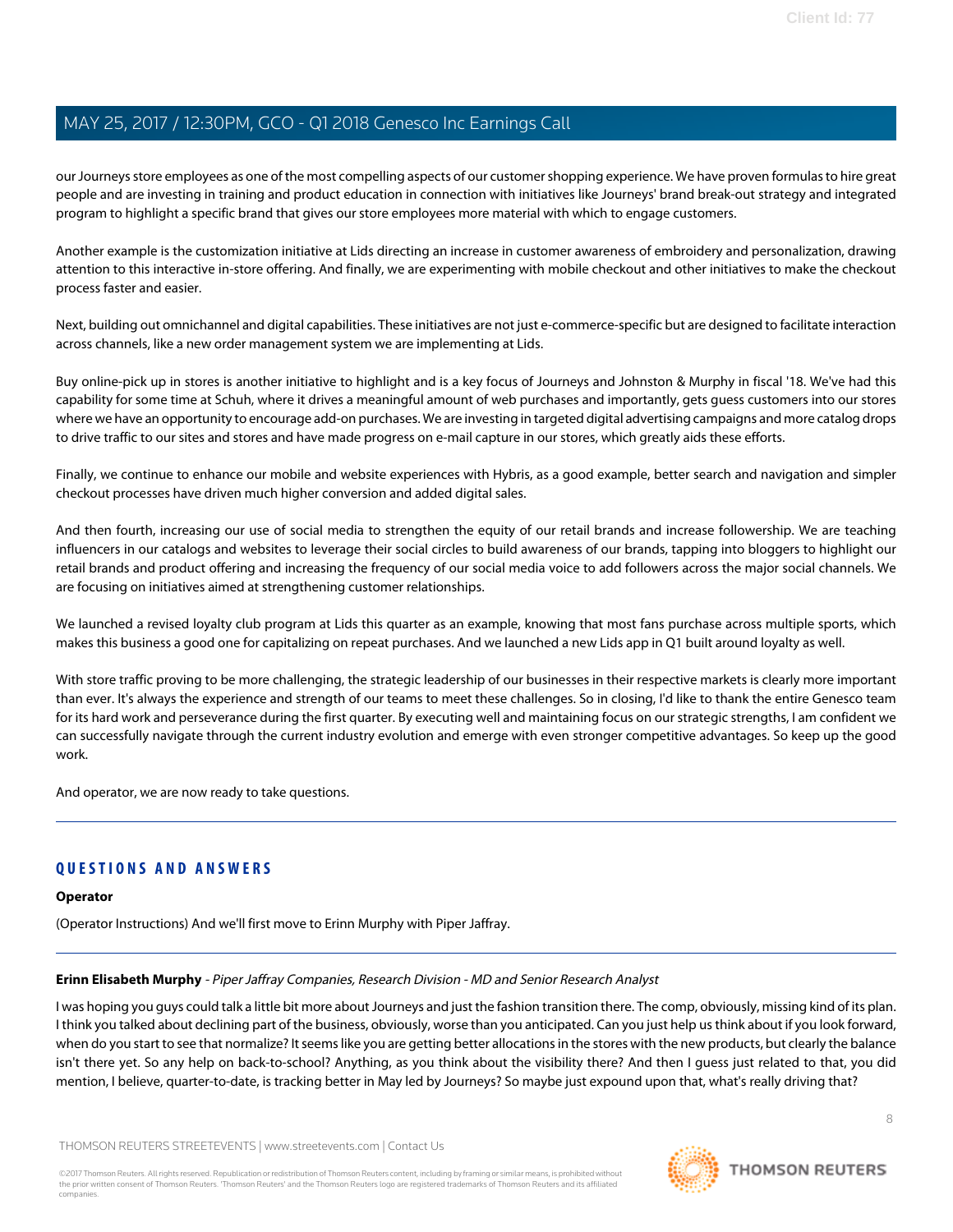our Journeys store employees as one of the most compelling aspects of our customer shopping experience. We have proven formulas to hire great people and are investing in training and product education in connection with initiatives like Journeys' brand break-out strategy and integrated program to highlight a specific brand that gives our store employees more material with which to engage customers.

Another example is the customization initiative at Lids directing an increase in customer awareness of embroidery and personalization, drawing attention to this interactive in-store offering. And finally, we are experimenting with mobile checkout and other initiatives to make the checkout process faster and easier.

Next, building out omnichannel and digital capabilities. These initiatives are not just e-commerce-specific but are designed to facilitate interaction across channels, like a new order management system we are implementing at Lids.

Buy online-pick up in stores is another initiative to highlight and is a key focus of Journeys and Johnston & Murphy in fiscal '18. We've had this capability for some time at Schuh, where it drives a meaningful amount of web purchases and importantly, gets guess customers into our stores where we have an opportunity to encourage add-on purchases. We are investing in targeted digital advertising campaigns and more catalog drops to drive traffic to our sites and stores and have made progress on e-mail capture in our stores, which greatly aids these efforts.

Finally, we continue to enhance our mobile and website experiences with Hybris, as a good example, better search and navigation and simpler checkout processes have driven much higher conversion and added digital sales.

And then fourth, increasing our use of social media to strengthen the equity of our retail brands and increase followership. We are teaching influencers in our catalogs and websites to leverage their social circles to build awareness of our brands, tapping into bloggers to highlight our retail brands and product offering and increasing the frequency of our social media voice to add followers across the major social channels. We are focusing on initiatives aimed at strengthening customer relationships.

We launched a revised loyalty club program at Lids this quarter as an example, knowing that most fans purchase across multiple sports, which makes this business a good one for capitalizing on repeat purchases. And we launched a new Lids app in Q1 built around loyalty as well.

With store traffic proving to be more challenging, the strategic leadership of our businesses in their respective markets is clearly more important than ever. It's always the experience and strength of our teams to meet these challenges. So in closing, I'd like to thank the entire Genesco team for its hard work and perseverance during the first quarter. By executing well and maintaining focus on our strategic strengths, I am confident we can successfully navigate through the current industry evolution and emerge with even stronger competitive advantages. So keep up the good work.

And operator, we are now ready to take questions.

---

## QUESTIONS AND ANSWERS

**Operator**

(Operator Instructions) And we'll first move to Erinn Murphy with Piper Jaffray.

---

**Erinn Elisabeth Murphy** - *Piper Jaffray Companies, Research Division - MD and Senior Research Analyst*

I was hoping you guys could talk a little bit more about Journeys and just the fashion transition there. The comp, obviously, missing kind of its plan. I think you talked about declining part of the business, obviously, worse than you anticipated. Can you just help us think about if you look forward, when do you start to see that normalize? It seems like you are getting better allocations in the stores with the new products, but clearly the balance isn't there yet. So any help on back-to-school? Anything, as you think about the visibility there? And then I guess just related to that, you did mention, I believe, quarter-to-date, is tracking better in May led by Journeys? So maybe just expound upon that, what's really driving that?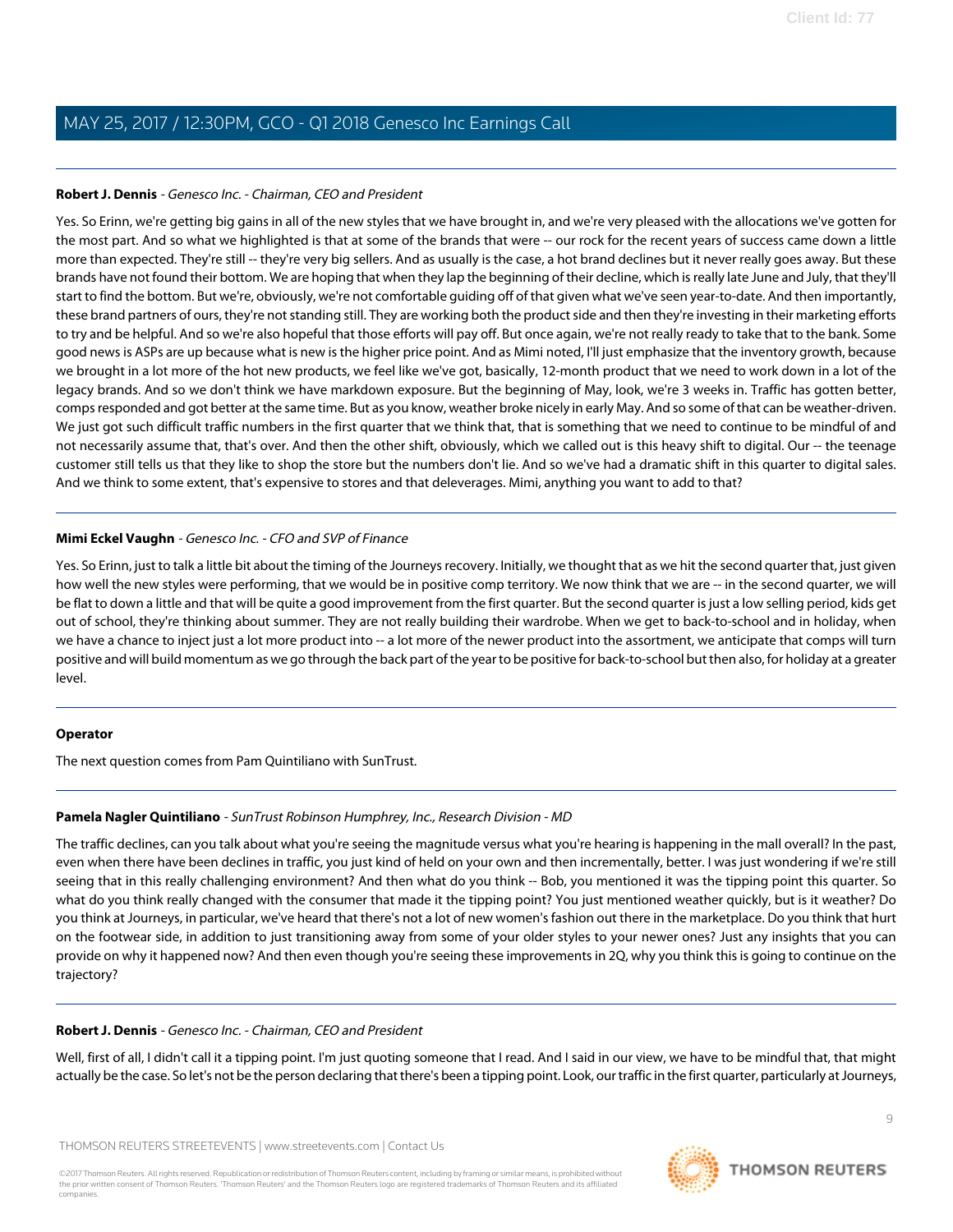**Robert J. Dennis** - *Genesco Inc. - Chairman, CEO and President*

Yes. So Erinn, we're getting big gains in all of the new styles that we have brought in, and we're very pleased with the allocations we've gotten for the most part. And so what we highlighted is that at some of the brands that were -- our rock for the recent years of success came down a little more than expected. They're still -- they're very big sellers. And as usually is the case, a hot brand declines but it never really goes away. But these brands have not found their bottom. We are hoping that when they lap the beginning of their decline, which is really late June and July, that they'll start to find the bottom. But we're, obviously, we're not comfortable guiding off of that given what we've seen year-to-date. And then importantly, these brand partners of ours, they're not standing still. They are working both the product side and then they're investing in their marketing efforts to try and be helpful. And so we're also hopeful that those efforts will pay off. But once again, we're not really ready to take that to the bank. Some good news is ASPs are up because what is new is the higher price point. And as Mimi noted, I'll just emphasize that the inventory growth, because we brought in a lot more of the hot new products, we feel like we've got, basically, 12-month product that we need to work down in a lot of the legacy brands. And so we don't think we have markdown exposure. But the beginning of May, look, we're 3 weeks in. Traffic has gotten better, comps responded and got better at the same time. But as you know, weather broke nicely in early May. And so some of that can be weather-driven. We just got such difficult traffic numbers in the first quarter that we think that, that is something that we need to continue to be mindful of and not necessarily assume that, that's over. And then the other shift, obviously, which we called out is this heavy shift to digital. Our -- the teenage customer still tells us that they like to shop the store but the numbers don't lie. And so we've had a dramatic shift in this quarter to digital sales. And we think to some extent, that's expensive to stores and that deleverages. Mimi, anything you want to add to that?

---

**Mimi Eckel Vaughn** - *Genesco Inc. - CFO and SVP of Finance*

Yes. So Erinn, just to talk a little bit about the timing of the Journeys recovery. Initially, we thought that as we hit the second quarter that, just given how well the new styles were performing, that we would be in positive comp territory. We now think that we are -- in the second quarter, we will be flat to down a little and that will be quite a good improvement from the first quarter. But the second quarter is just a low selling period, kids get out of school, they're thinking about summer. They are not really building their wardrobe. When we get to back-to-school and in holiday, when we have a chance to inject just a lot more product into -- a lot more of the newer product into the assortment, we anticipate that comps will turn positive and will build momentum as we go through the back part of the year to be positive for back-to-school but then also, for holiday at a greater level.

---

**Operator**

The next question comes from Pam Quintiliano with SunTrust.

---

**Pamela Nagler Quintiliano** - *SunTrust Robinson Humphrey, Inc., Research Division - MD*

The traffic declines, can you talk about what you're seeing the magnitude versus what you're hearing is happening in the mall overall? In the past, even when there have been declines in traffic, you just kind of held on your own and then incrementally, better. I was just wondering if we're still seeing that in this really challenging environment? And then what do you think -- Bob, you mentioned it was the tipping point this quarter. So what do you think really changed with the consumer that made it the tipping point? You just mentioned weather quickly, but is it weather? Do you think at Journeys, in particular, we've heard that there's not a lot of new women's fashion out there in the marketplace. Do you think that hurt on the footwear side, in addition to just transitioning away from some of your older styles to your newer ones? Just any insights that you can provide on why it happened now? And then even though you're seeing these improvements in 2Q, why you think this is going to continue on the trajectory?

---

**Robert J. Dennis** - *Genesco Inc. - Chairman, CEO and President*

Well, first of all, I didn't call it a tipping point. I'm just quoting someone that I read. And I said in our view, we have to be mindful that, that might actually be the case. So let's not be the person declaring that there's been a tipping point. Look, our traffic in the first quarter, particularly at Journeys,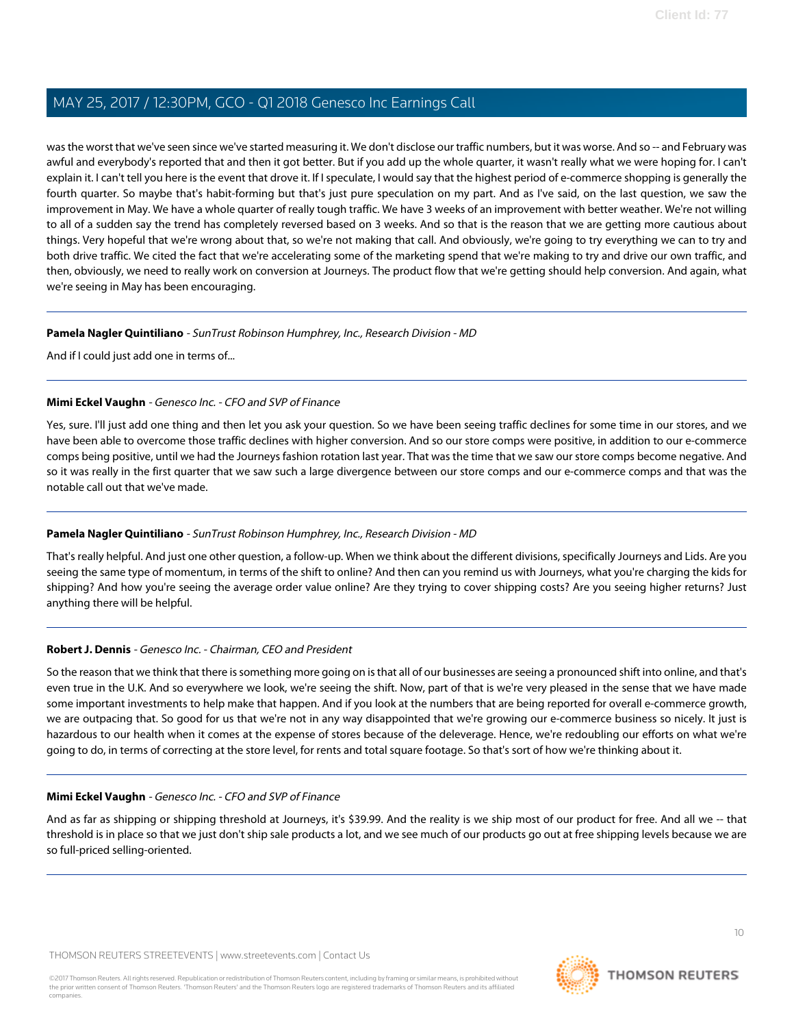was the worst that we've seen since we've started measuring it. We don't disclose our traffic numbers, but it was worse. And so -- and February was awful and everybody's reported that and then it got better. But if you add up the whole quarter, it wasn't really what we were hoping for. I can't explain it. I can't tell you here is the event that drove it. If I speculate, I would say that the highest period of e-commerce shopping is generally the fourth quarter. So maybe that's habit-forming but that's just pure speculation on my part. And as I've said, on the last question, we saw the improvement in May. We have a whole quarter of really tough traffic. We have 3 weeks of an improvement with better weather. We're not willing to all of a sudden say the trend has completely reversed based on 3 weeks. And so that is the reason that we are getting more cautious about things. Very hopeful that we're wrong about that, so we're not making that call. And obviously, we're going to try everything we can to try and both drive traffic. We cited the fact that we're accelerating some of the marketing spend that we're making to try and drive our own traffic, and then, obviously, we need to really work on conversion at Journeys. The product flow that we're getting should help conversion. And again, what we're seeing in May has been encouraging.

---

**Pamela Nagler Quintiliano** - *SunTrust Robinson Humphrey, Inc., Research Division - MD*

And if I could just add one in terms of...

---

**Mimi Eckel Vaughn** - *Genesco Inc. - CFO and SVP of Finance*

Yes, sure. I'll just add one thing and then let you ask your question. So we have been seeing traffic declines for some time in our stores, and we have been able to overcome those traffic declines with higher conversion. And so our store comps were positive, in addition to our e-commerce comps being positive, until we had the Journeys fashion rotation last year. That was the time that we saw our store comps become negative. And so it was really in the first quarter that we saw such a large divergence between our store comps and our e-commerce comps and that was the notable call out that we've made.

---

**Pamela Nagler Quintiliano** - *SunTrust Robinson Humphrey, Inc., Research Division - MD*

That's really helpful. And just one other question, a follow-up. When we think about the different divisions, specifically Journeys and Lids. Are you seeing the same type of momentum, in terms of the shift to online? And then can you remind us with Journeys, what you're charging the kids for shipping? And how you're seeing the average order value online? Are they trying to cover shipping costs? Are you seeing higher returns? Just anything there will be helpful.

---

**Robert J. Dennis** - *Genesco Inc. - Chairman, CEO and President*

So the reason that we think that there is something more going on is that all of our businesses are seeing a pronounced shift into online, and that's even true in the U.K. And so everywhere we look, we're seeing the shift. Now, part of that is we're very pleased in the sense that we have made some important investments to help make that happen. And if you look at the numbers that are being reported for overall e-commerce growth, we are outpacing that. So good for us that we're not in any way disappointed that we're growing our e-commerce business so nicely. It just is hazardous to our health when it comes at the expense of stores because of the deleverage. Hence, we're redoubling our efforts on what we're going to do, in terms of correcting at the store level, for rents and total square footage. So that's sort of how we're thinking about it.

---

**Mimi Eckel Vaughn** - *Genesco Inc. - CFO and SVP of Finance*

And as far as shipping or shipping threshold at Journeys, it's $39.99. And the reality is we ship most of our product for free. And all we -- that threshold is in place so that we just don't ship sale products a lot, and we see much of our products go out at free shipping levels because we are so full-priced selling-oriented.

---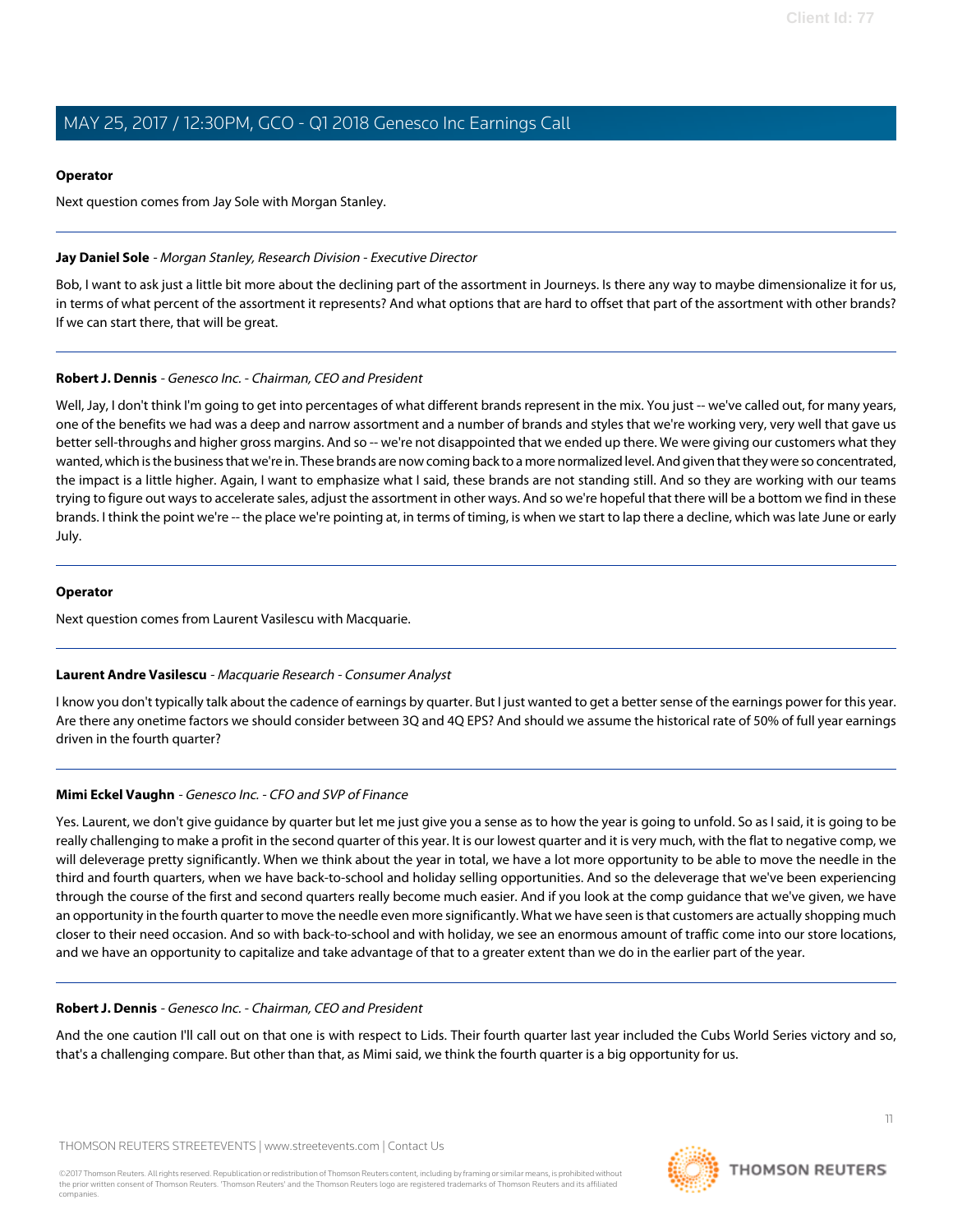**Operator**

Next question comes from Jay Sole with Morgan Stanley.

---

**Jay Daniel Sole** - *Morgan Stanley, Research Division - Executive Director*

Bob, I want to ask just a little bit more about the declining part of the assortment in Journeys. Is there any way to maybe dimensionalize it for us, in terms of what percent of the assortment it represents? And what options that are hard to offset that part of the assortment with other brands? If we can start there, that will be great.

---

**Robert J. Dennis** - *Genesco Inc. - Chairman, CEO and President*

Well, Jay, I don't think I'm going to get into percentages of what different brands represent in the mix. You just -- we've called out, for many years, one of the benefits we had was a deep and narrow assortment and a number of brands and styles that we're working very, very well that gave us better sell-throughs and higher gross margins. And so -- we're not disappointed that we ended up there. We were giving our customers what they wanted, which is the business that we're in. These brands are now coming back to a more normalized level. And given that they were so concentrated, the impact is a little higher. Again, I want to emphasize what I said, these brands are not standing still. And so they are working with our teams trying to figure out ways to accelerate sales, adjust the assortment in other ways. And so we're hopeful that there will be a bottom we find in these brands. I think the point we're -- the place we're pointing at, in terms of timing, is when we start to lap there a decline, which was late June or early July.

---

**Operator**

Next question comes from Laurent Vasilescu with Macquarie.

---

**Laurent Andre Vasilescu** - *Macquarie Research - Consumer Analyst*

I know you don't typically talk about the cadence of earnings by quarter. But I just wanted to get a better sense of the earnings power for this year. Are there any onetime factors we should consider between 3Q and 4Q EPS? And should we assume the historical rate of 50% of full year earnings driven in the fourth quarter?

---

**Mimi Eckel Vaughn** - *Genesco Inc. - CFO and SVP of Finance*

Yes. Laurent, we don't give guidance by quarter but let me just give you a sense as to how the year is going to unfold. So as I said, it is going to be really challenging to make a profit in the second quarter of this year. It is our lowest quarter and it is very much, with the flat to negative comp, we will deleverage pretty significantly. When we think about the year in total, we have a lot more opportunity to be able to move the needle in the third and fourth quarters, when we have back-to-school and holiday selling opportunities. And so the deleverage that we've been experiencing through the course of the first and second quarters really become much easier. And if you look at the comp guidance that we've given, we have an opportunity in the fourth quarter to move the needle even more significantly. What we have seen is that customers are actually shopping much closer to their need occasion. And so with back-to-school and with holiday, we see an enormous amount of traffic come into our store locations, and we have an opportunity to capitalize and take advantage of that to a greater extent than we do in the earlier part of the year.

---

**Robert J. Dennis** - *Genesco Inc. - Chairman, CEO and President*

And the one caution I'll call out on that one is with respect to Lids. Their fourth quarter last year included the Cubs World Series victory and so, that's a challenging compare. But other than that, as Mimi said, we think the fourth quarter is a big opportunity for us.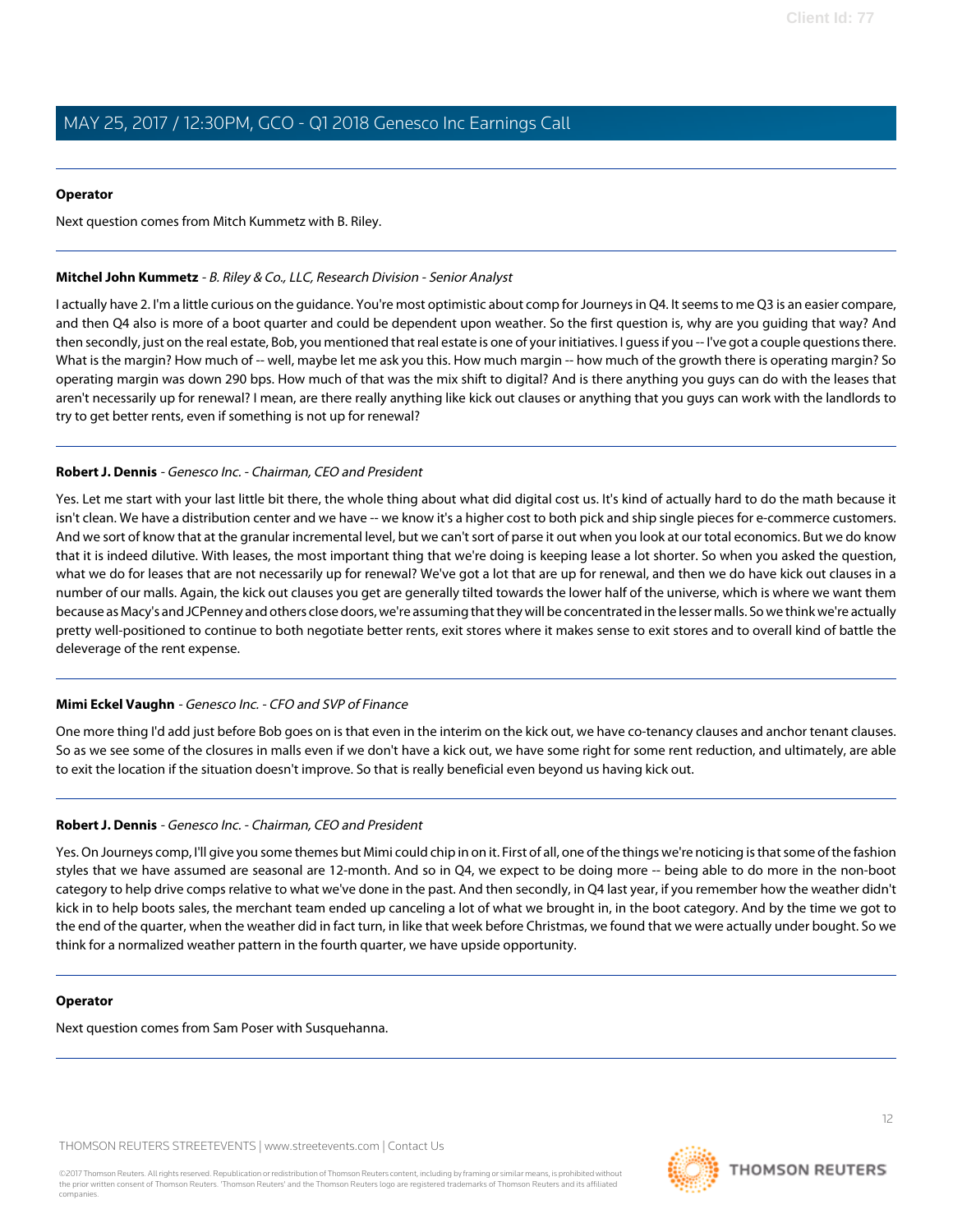**Operator**

Next question comes from Mitch Kummetz with B. Riley.

---

**Mitchel John Kummetz** - *B. Riley & Co., LLC, Research Division - Senior Analyst*

I actually have 2. I'm a little curious on the guidance. You're most optimistic about comp for Journeys in Q4. It seems to me Q3 is an easier compare, and then Q4 also is more of a boot quarter and could be dependent upon weather. So the first question is, why are you guiding that way? And then secondly, just on the real estate, Bob, you mentioned that real estate is one of your initiatives. I guess if you -- I've got a couple questions there. What is the margin? How much of -- well, maybe let me ask you this. How much margin -- how much of the growth there is operating margin? So operating margin was down 290 bps. How much of that was the mix shift to digital? And is there anything you guys can do with the leases that aren't necessarily up for renewal? I mean, are there really anything like kick out clauses or anything that you guys can work with the landlords to try to get better rents, even if something is not up for renewal?

---

**Robert J. Dennis** - *Genesco Inc. - Chairman, CEO and President*

Yes. Let me start with your last little bit there, the whole thing about what did digital cost us. It's kind of actually hard to do the math because it isn't clean. We have a distribution center and we have -- we know it's a higher cost to both pick and ship single pieces for e-commerce customers. And we sort of know that at the granular incremental level, but we can't sort of parse it out when you look at our total economics. But we do know that it is indeed dilutive. With leases, the most important thing that we're doing is keeping lease a lot shorter. So when you asked the question, what we do for leases that are not necessarily up for renewal? We've got a lot that are up for renewal, and then we do have kick out clauses in a number of our malls. Again, the kick out clauses you get are generally tilted towards the lower half of the universe, which is where we want them because as Macy's and JCPenney and others close doors, we're assuming that they will be concentrated in the lesser malls. So we think we're actually pretty well-positioned to continue to both negotiate better rents, exit stores where it makes sense to exit stores and to overall kind of battle the deleverage of the rent expense.

---

**Mimi Eckel Vaughn** - *Genesco Inc. - CFO and SVP of Finance*

One more thing I'd add just before Bob goes on is that even in the interim on the kick out, we have co-tenancy clauses and anchor tenant clauses. So as we see some of the closures in malls even if we don't have a kick out, we have some right for some rent reduction, and ultimately, are able to exit the location if the situation doesn't improve. So that is really beneficial even beyond us having kick out.

---

**Robert J. Dennis** - *Genesco Inc. - Chairman, CEO and President*

Yes. On Journeys comp, I'll give you some themes but Mimi could chip in on it. First of all, one of the things we're noticing is that some of the fashion styles that we have assumed are seasonal are 12-month. And so in Q4, we expect to be doing more -- being able to do more in the non-boot category to help drive comps relative to what we've done in the past. And then secondly, in Q4 last year, if you remember how the weather didn't kick in to help boots sales, the merchant team ended up canceling a lot of what we brought in, in the boot category. And by the time we got to the end of the quarter, when the weather did in fact turn, in like that week before Christmas, we found that we were actually under bought. So we think for a normalized weather pattern in the fourth quarter, we have upside opportunity.

---

**Operator**

Next question comes from Sam Poser with Susquehanna.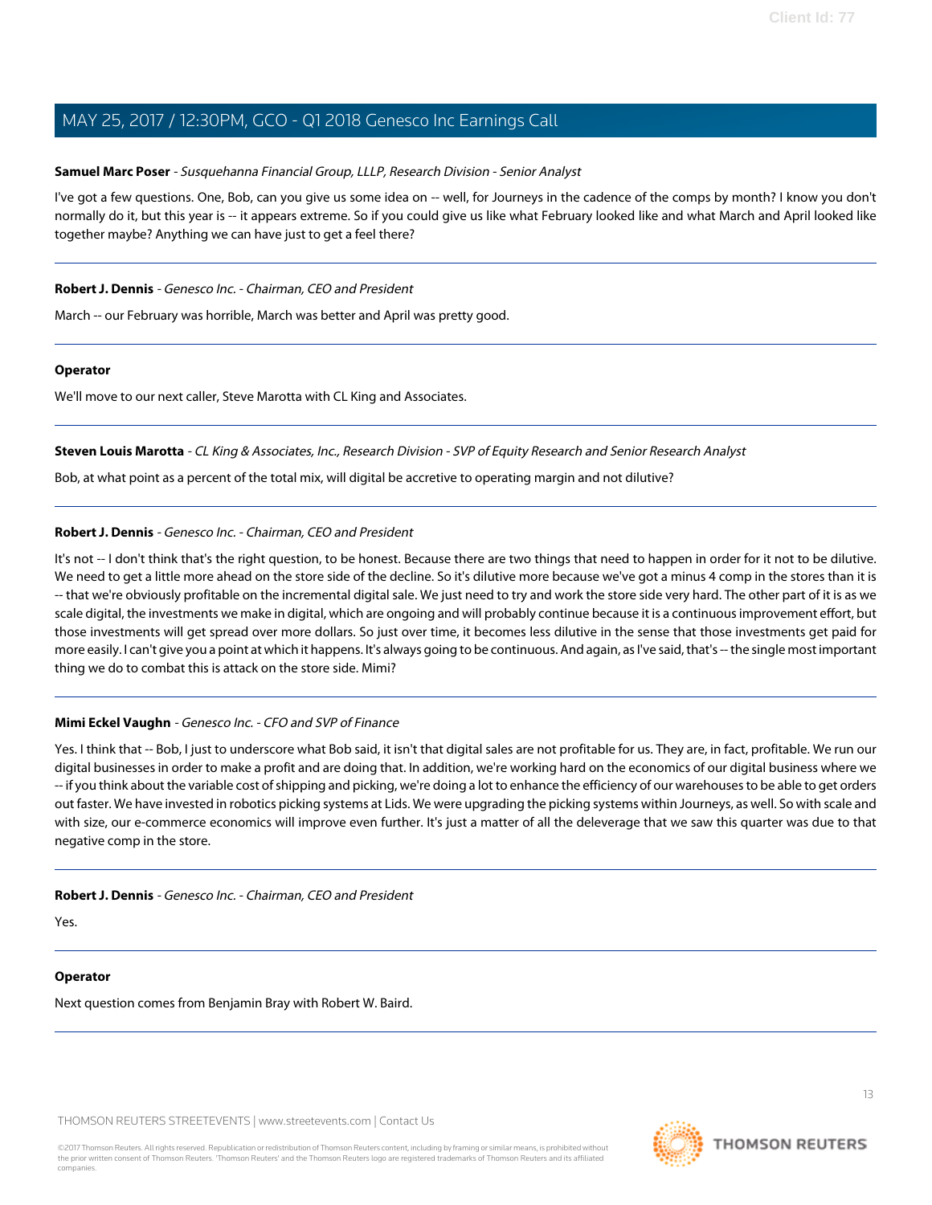**Samuel Marc Poser** - *Susquehanna Financial Group, LLLP, Research Division - Senior Analyst*

I've got a few questions. One, Bob, can you give us some idea on -- well, for Journeys in the cadence of the comps by month? I know you don't normally do it, but this year is -- it appears extreme. So if you could give us like what February looked like and what March and April looked like together maybe? Anything we can have just to get a feel there?

---

**Robert J. Dennis** - *Genesco Inc. - Chairman, CEO and President*

March -- our February was horrible, March was better and April was pretty good.

---

**Operator**

We'll move to our next caller, Steve Marotta with CL King and Associates.

---

**Steven Louis Marotta** - *CL King & Associates, Inc., Research Division - SVP of Equity Research and Senior Research Analyst*

Bob, at what point as a percent of the total mix, will digital be accretive to operating margin and not dilutive?

---

**Robert J. Dennis** - *Genesco Inc. - Chairman, CEO and President*

It's not -- I don't think that's the right question, to be honest. Because there are two things that need to happen in order for it not to be dilutive. We need to get a little more ahead on the store side of the decline. So it's dilutive more because we've got a minus 4 comp in the stores than it is -- that we're obviously profitable on the incremental digital sale. We just need to try and work the store side very hard. The other part of it is as we scale digital, the investments we make in digital, which are ongoing and will probably continue because it is a continuous improvement effort, but those investments will get spread over more dollars. So just over time, it becomes less dilutive in the sense that those investments get paid for more easily. I can't give you a point at which it happens. It's always going to be continuous. And again, as I've said, that's -- the single most important thing we do to combat this is attack on the store side. Mimi?

---

**Mimi Eckel Vaughn** - *Genesco Inc. - CFO and SVP of Finance*

Yes. I think that -- Bob, I just to underscore what Bob said, it isn't that digital sales are not profitable for us. They are, in fact, profitable. We run our digital businesses in order to make a profit and are doing that. In addition, we're working hard on the economics of our digital business where we -- if you think about the variable cost of shipping and picking, we're doing a lot to enhance the efficiency of our warehouses to be able to get orders out faster. We have invested in robotics picking systems at Lids. We were upgrading the picking systems within Journeys, as well. So with scale and with size, our e-commerce economics will improve even further. It's just a matter of all the deleverage that we saw this quarter was due to that negative comp in the store.

---

**Robert J. Dennis** - *Genesco Inc. - Chairman, CEO and President*

Yes.

---

**Operator**

Next question comes from Benjamin Bray with Robert W. Baird.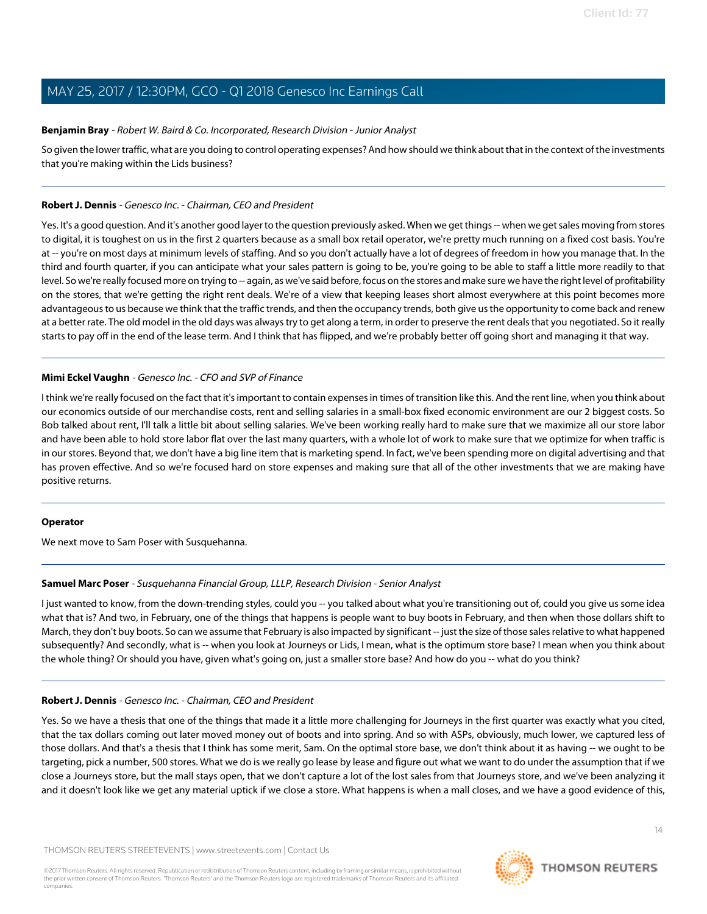**Benjamin Bray** - *Robert W. Baird & Co. Incorporated, Research Division - Junior Analyst*

So given the lower traffic, what are you doing to control operating expenses? And how should we think about that in the context of the investments that you're making within the Lids business?

---

**Robert J. Dennis** - *Genesco Inc. - Chairman, CEO and President*

Yes. It's a good question. And it's another good layer to the question previously asked. When we get things -- when we get sales moving from stores to digital, it is toughest on us in the first 2 quarters because as a small box retail operator, we're pretty much running on a fixed cost basis. You're at -- you're on most days at minimum levels of staffing. And so you don't actually have a lot of degrees of freedom in how you manage that. In the third and fourth quarter, if you can anticipate what your sales pattern is going to be, you're going to be able to staff a little more readily to that level. So we're really focused more on trying to -- again, as we've said before, focus on the stores and make sure we have the right level of profitability on the stores, that we're getting the right rent deals. We're of a view that keeping leases short almost everywhere at this point becomes more advantageous to us because we think that the traffic trends, and then the occupancy trends, both give us the opportunity to come back and renew at a better rate. The old model in the old days was always try to get along a term, in order to preserve the rent deals that you negotiated. So it really starts to pay off in the end of the lease term. And I think that has flipped, and we're probably better off going short and managing it that way.

---

**Mimi Eckel Vaughn** - *Genesco Inc. - CFO and SVP of Finance*

I think we're really focused on the fact that it's important to contain expenses in times of transition like this. And the rent line, when you think about our economics outside of our merchandise costs, rent and selling salaries in a small-box fixed economic environment are our 2 biggest costs. So Bob talked about rent, I'll talk a little bit about selling salaries. We've been working really hard to make sure that we maximize all our store labor and have been able to hold store labor flat over the last many quarters, with a whole lot of work to make sure that we optimize for when traffic is in our stores. Beyond that, we don't have a big line item that is marketing spend. In fact, we've been spending more on digital advertising and that has proven effective. And so we're focused hard on store expenses and making sure that all of the other investments that we are making have positive returns.

---

**Operator**

We next move to Sam Poser with Susquehanna.

---

**Samuel Marc Poser** - *Susquehanna Financial Group, LLLP, Research Division - Senior Analyst*

I just wanted to know, from the down-trending styles, could you -- you talked about what you're transitioning out of, could you give us some idea what that is? And two, in February, one of the things that happens is people want to buy boots in February, and then when those dollars shift to March, they don't buy boots. So can we assume that February is also impacted by significant -- just the size of those sales relative to what happened subsequently? And secondly, what is -- when you look at Journeys or Lids, I mean, what is the optimum store base? I mean when you think about the whole thing? Or should you have, given what's going on, just a smaller store base? And how do you -- what do you think?

---

**Robert J. Dennis** - *Genesco Inc. - Chairman, CEO and President*

Yes. So we have a thesis that one of the things that made it a little more challenging for Journeys in the first quarter was exactly what you cited, that the tax dollars coming out later moved money out of boots and into spring. And so with ASPs, obviously, much lower, we captured less of those dollars. And that's a thesis that I think has some merit, Sam. On the optimal store base, we don't think about it as having -- we ought to be targeting, pick a number, 500 stores. What we do is we really go lease by lease and figure out what we want to do under the assumption that if we close a Journeys store, but the mall stays open, that we don't capture a lot of the lost sales from that Journeys store, and we've been analyzing it and it doesn't look like we get any material uptick if we close a store. What happens is when a mall closes, and we have a good evidence of this,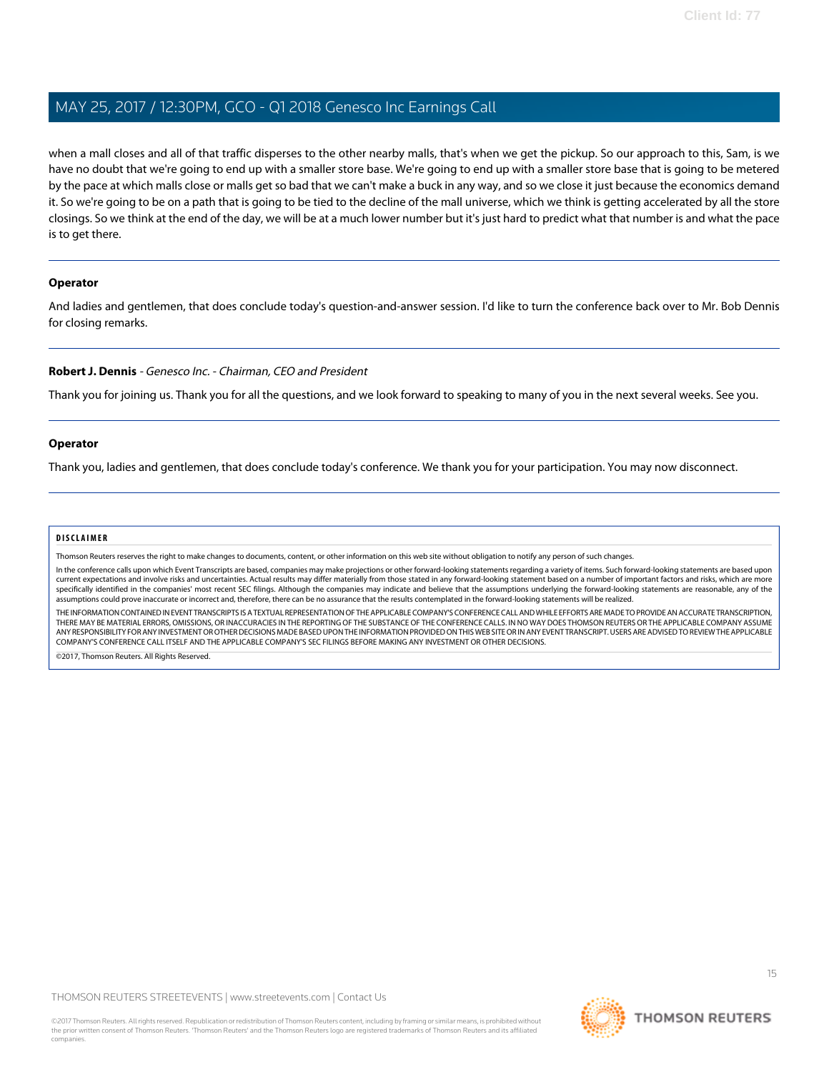when a mall closes and all of that traffic disperses to the other nearby malls, that's when we get the pickup. So our approach to this, Sam, is we have no doubt that we're going to end up with a smaller store base. We're going to end up with a smaller store base that is going to be metered by the pace at which malls close or malls get so bad that we can't make a buck in any way, and so we close it just because the economics demand it. So we're going to be on a path that is going to be tied to the decline of the mall universe, which we think is getting accelerated by all the store closings. So we think at the end of the day, we will be at a much lower number but it's just hard to predict what that number is and what the pace is to get there.

---

**Operator**

And ladies and gentlemen, that does conclude today's question-and-answer session. I'd like to turn the conference back over to Mr. Bob Dennis for closing remarks.

---

**Robert J. Dennis** - *Genesco Inc. - Chairman, CEO and President*

Thank you for joining us. Thank you for all the questions, and we look forward to speaking to many of you in the next several weeks. See you.

---

**Operator**

Thank you, ladies and gentlemen, that does conclude today's conference. We thank you for your participation. You may now disconnect.

---

**DISCLAIMER**

Thomson Reuters reserves the right to make changes to documents, content, or other information on this web site without obligation to notify any person of such changes.

In the conference calls upon which Event Transcripts are based, companies may make projections or other forward-looking statements regarding a variety of items. Such forward-looking statements are based upon current expectations and involve risks and uncertainties. Actual results may differ materially from those stated in any forward-looking statement based on a number of important factors and risks, which are more specifically identified in the companies' most recent SEC filings. Although the companies may indicate and believe that the assumptions underlying the forward-looking statements are reasonable, any of the assumptions could prove inaccurate or incorrect and, therefore, there can be no assurance that the results contemplated in the forward-looking statements will be realized.

THE INFORMATION CONTAINED IN EVENT TRANSCRIPTS IS A TEXTUAL REPRESENTATION OF THE APPLICABLE COMPANY'S CONFERENCE CALL AND WHILE EFFORTS ARE MADE TO PROVIDE AN ACCURATE TRANSCRIPTION, THERE MAY BE MATERIAL ERRORS, OMISSIONS, OR INACCURACIES IN THE REPORTING OF THE SUBSTANCE OF THE CONFERENCE CALLS. IN NO WAY DOES THOMSON REUTERS OR THE APPLICABLE COMPANY ASSUME ANY RESPONSIBILITY FOR ANY INVESTMENT OR OTHER DECISIONS MADE BASED UPON THE INFORMATION PROVIDED ON THIS WEB SITE OR IN ANY EVENT TRANSCRIPT. USERS ARE ADVISED TO REVIEW THE APPLICABLE COMPANY'S CONFERENCE CALL ITSELF AND THE APPLICABLE COMPANY'S SEC FILINGS BEFORE MAKING ANY INVESTMENT OR OTHER DECISIONS.

©2017, Thomson Reuters. All Rights Reserved.